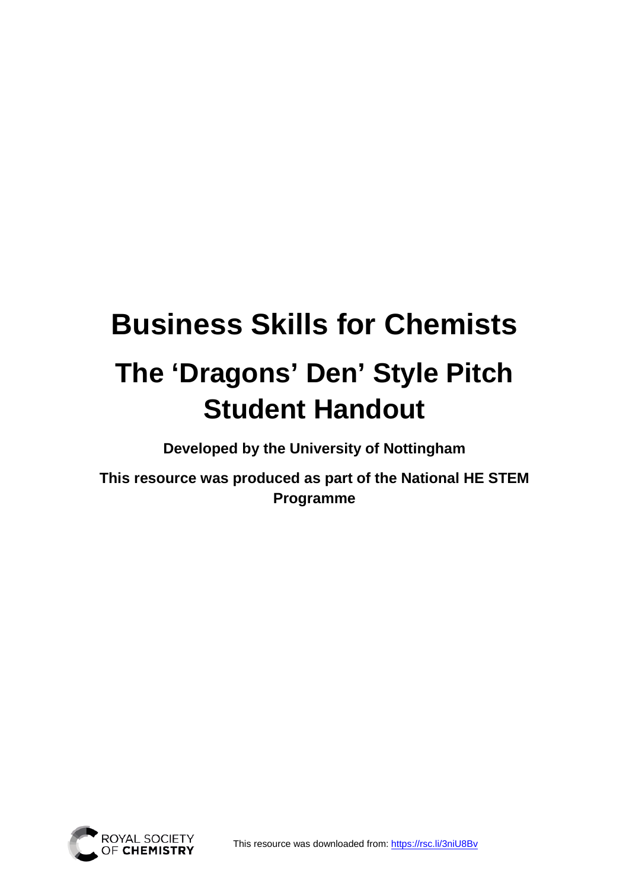# Business Skills for Chemists

## The 'Dragons' Den' Style Pitch Student Handout

**Developed by the University of Nottingham**

**This resource was produced as part of the National HE STEM Programme**

ROYAL SOCIETY OF CHEMISTRY

This resource was downloaded from: https://rsc.li/3niU8Bv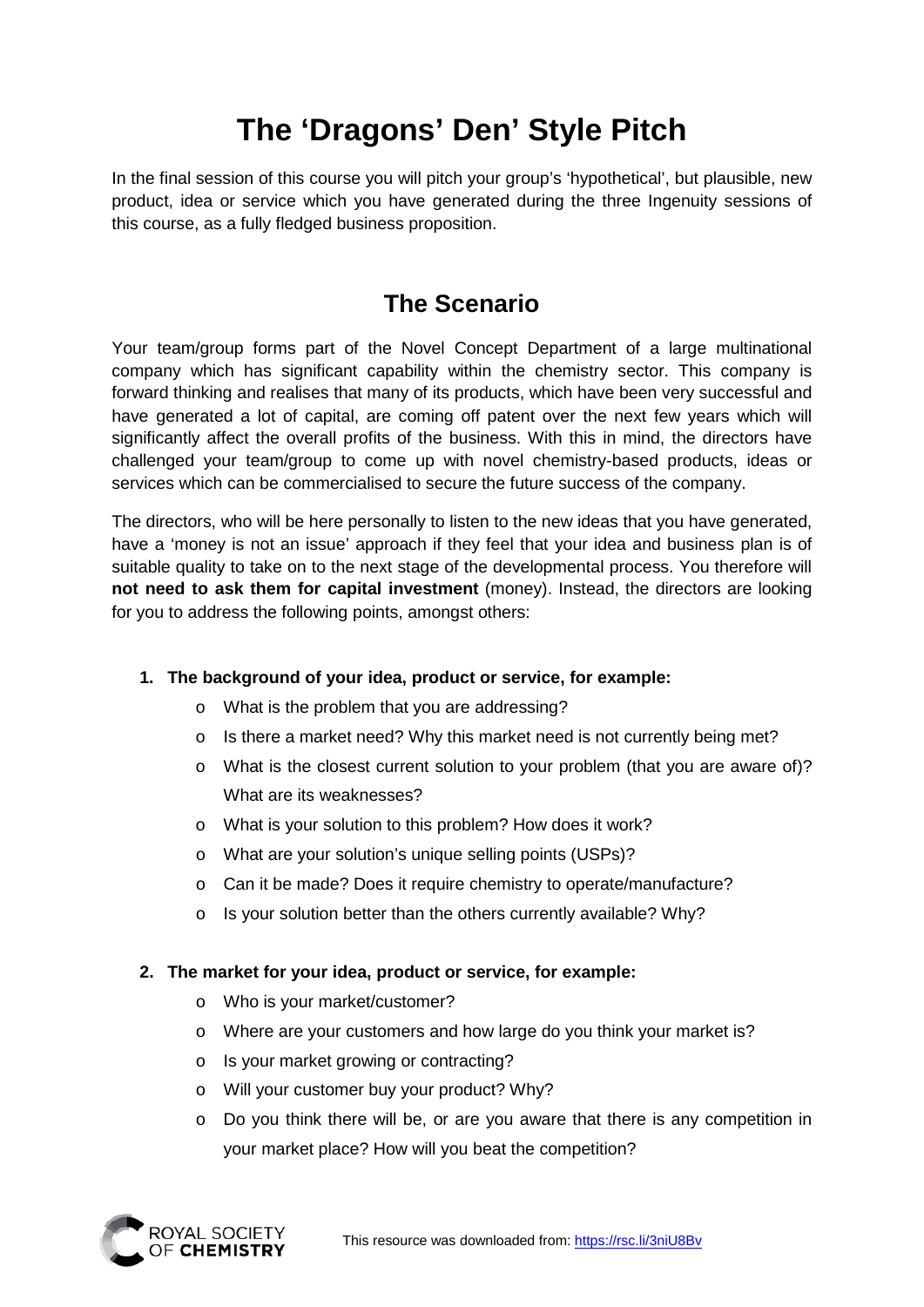# The 'Dragons' Den' Style Pitch

In the final session of this course you will pitch your group's 'hypothetical', but plausible, new product, idea or service which you have generated during the three Ingenuity sessions of this course, as a fully fledged business proposition.

## The Scenario

Your team/group forms part of the Novel Concept Department of a large multinational company which has significant capability within the chemistry sector. This company is forward thinking and realises that many of its products, which have been very successful and have generated a lot of capital, are coming off patent over the next few years which will significantly affect the overall profits of the business. With this in mind, the directors have challenged your team/group to come up with novel chemistry-based products, ideas or services which can be commercialised to secure the future success of the company.

The directors, who will be here personally to listen to the new ideas that you have generated, have a 'money is not an issue' approach if they feel that your idea and business plan is of suitable quality to take on to the next stage of the developmental process. You therefore will **not need to ask them for capital investment** (money). Instead, the directors are looking for you to address the following points, amongst others:

1. **The background of your idea, product or service, for example:**
   - What is the problem that you are addressing?
   - Is there a market need? Why this market need is not currently being met?
   - What is the closest current solution to your problem (that you are aware of)? What are its weaknesses?
   - What is your solution to this problem? How does it work?
   - What are your solution's unique selling points (USPs)?
   - Can it be made? Does it require chemistry to operate/manufacture?
   - Is your solution better than the others currently available? Why?

2. **The market for your idea, product or service, for example:**
   - Who is your market/customer?
   - Where are your customers and how large do you think your market is?
   - Is your market growing or contracting?
   - Will your customer buy your product? Why?
   - Do you think there will be, or are you aware that there is any competition in your market place? How will you beat the competition?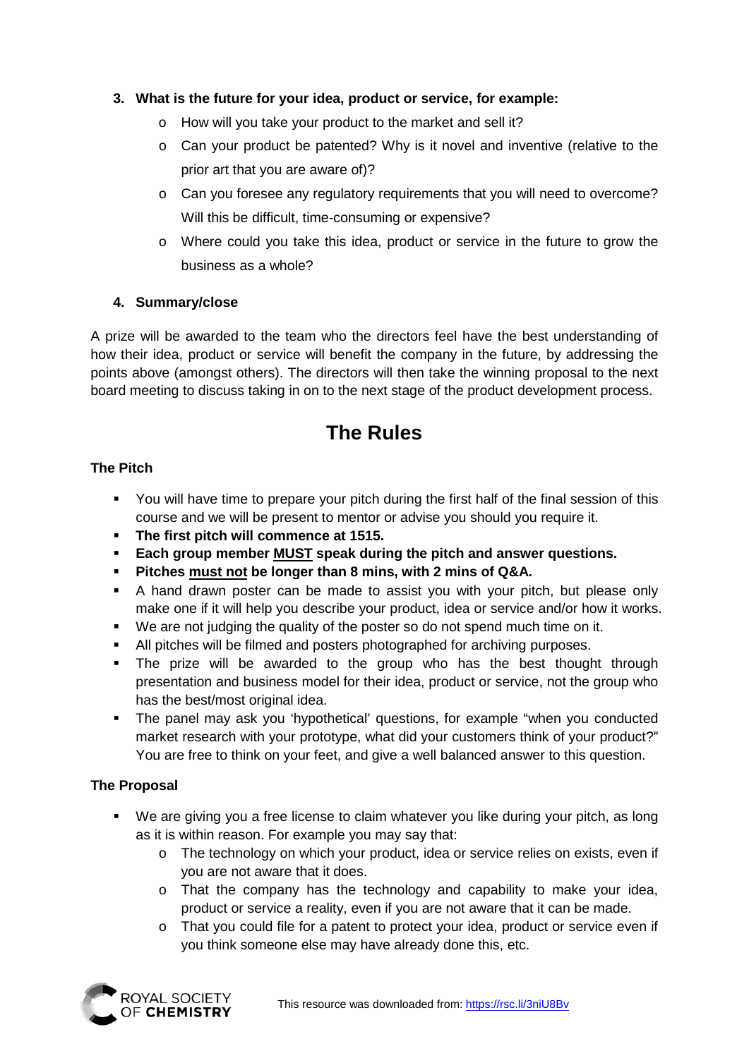3. **What is the future for your idea, product or service, for example:**
   - How will you take your product to the market and sell it?
   - Can your product be patented? Why is it novel and inventive (relative to the prior art that you are aware of)?
   - Can you foresee any regulatory requirements that you will need to overcome? Will this be difficult, time-consuming or expensive?
   - Where could you take this idea, product or service in the future to grow the business as a whole?

4. **Summary/close**

A prize will be awarded to the team who the directors feel have the best understanding of how their idea, product or service will benefit the company in the future, by addressing the points above (amongst others). The directors will then take the winning proposal to the next board meeting to discuss taking in on to the next stage of the product development process.

# The Rules

### The Pitch

- You will have time to prepare your pitch during the first half of the final session of this course and we will be present to mentor or advise you should you require it.
- **The first pitch will commence at 1515.**
- **Each group member <u>MUST</u> speak during the pitch and answer questions.**
- **Pitches <u>must not</u> be longer than 8 mins, with 2 mins of Q&A.**
- A hand drawn poster can be made to assist you with your pitch, but please only make one if it will help you describe your product, idea or service and/or how it works.
- We are not judging the quality of the poster so do not spend much time on it.
- All pitches will be filmed and posters photographed for archiving purposes.
- The prize will be awarded to the group who has the best thought through presentation and business model for their idea, product or service, not the group who has the best/most original idea.
- The panel may ask you 'hypothetical' questions, for example "when you conducted market research with your prototype, what did your customers think of your product?" You are free to think on your feet, and give a well balanced answer to this question.

### The Proposal

- We are giving you a free license to claim whatever you like during your pitch, as long as it is within reason. For example you may say that:
  - The technology on which your product, idea or service relies on exists, even if you are not aware that it does.
  - That the company has the technology and capability to make your idea, product or service a reality, even if you are not aware that it can be made.
  - That you could file for a patent to protect your idea, product or service even if you think someone else may have already done this, etc.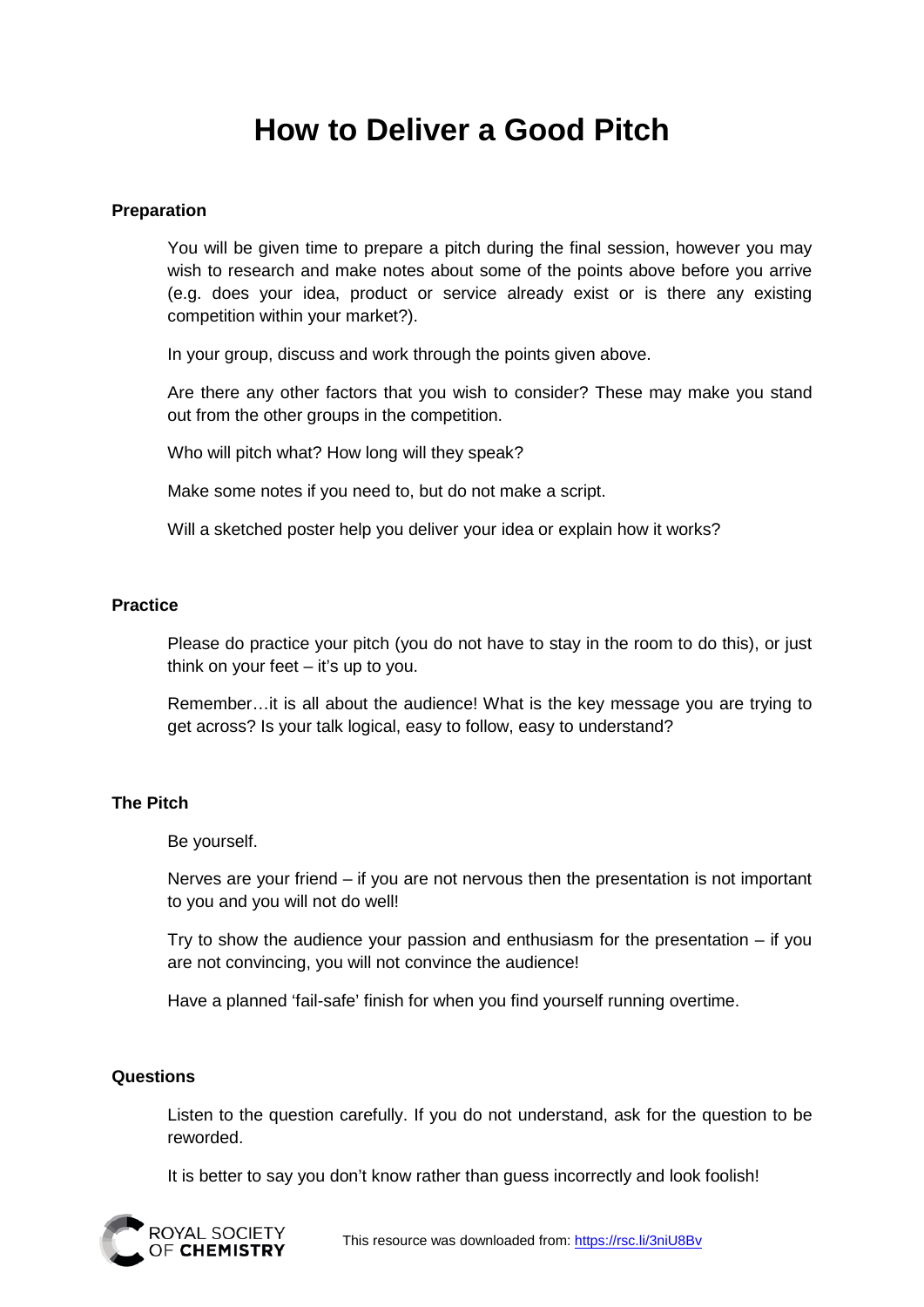# How to Deliver a Good Pitch

**Preparation**

You will be given time to prepare a pitch during the final session, however you may wish to research and make notes about some of the points above before you arrive (e.g. does your idea, product or service already exist or is there any existing competition within your market?).

In your group, discuss and work through the points given above.

Are there any other factors that you wish to consider? These may make you stand out from the other groups in the competition.

Who will pitch what? How long will they speak?

Make some notes if you need to, but do not make a script.

Will a sketched poster help you deliver your idea or explain how it works?

**Practice**

Please do practice your pitch (you do not have to stay in the room to do this), or just think on your feet – it's up to you.

Remember…it is all about the audience! What is the key message you are trying to get across? Is your talk logical, easy to follow, easy to understand?

**The Pitch**

Be yourself.

Nerves are your friend – if you are not nervous then the presentation is not important to you and you will not do well!

Try to show the audience your passion and enthusiasm for the presentation – if you are not convincing, you will not convince the audience!

Have a planned 'fail-safe' finish for when you find yourself running overtime.

**Questions**

Listen to the question carefully. If you do not understand, ask for the question to be reworded.

It is better to say you don't know rather than guess incorrectly and look foolish!

This resource was downloaded from: https://rsc.li/3niU8Bv